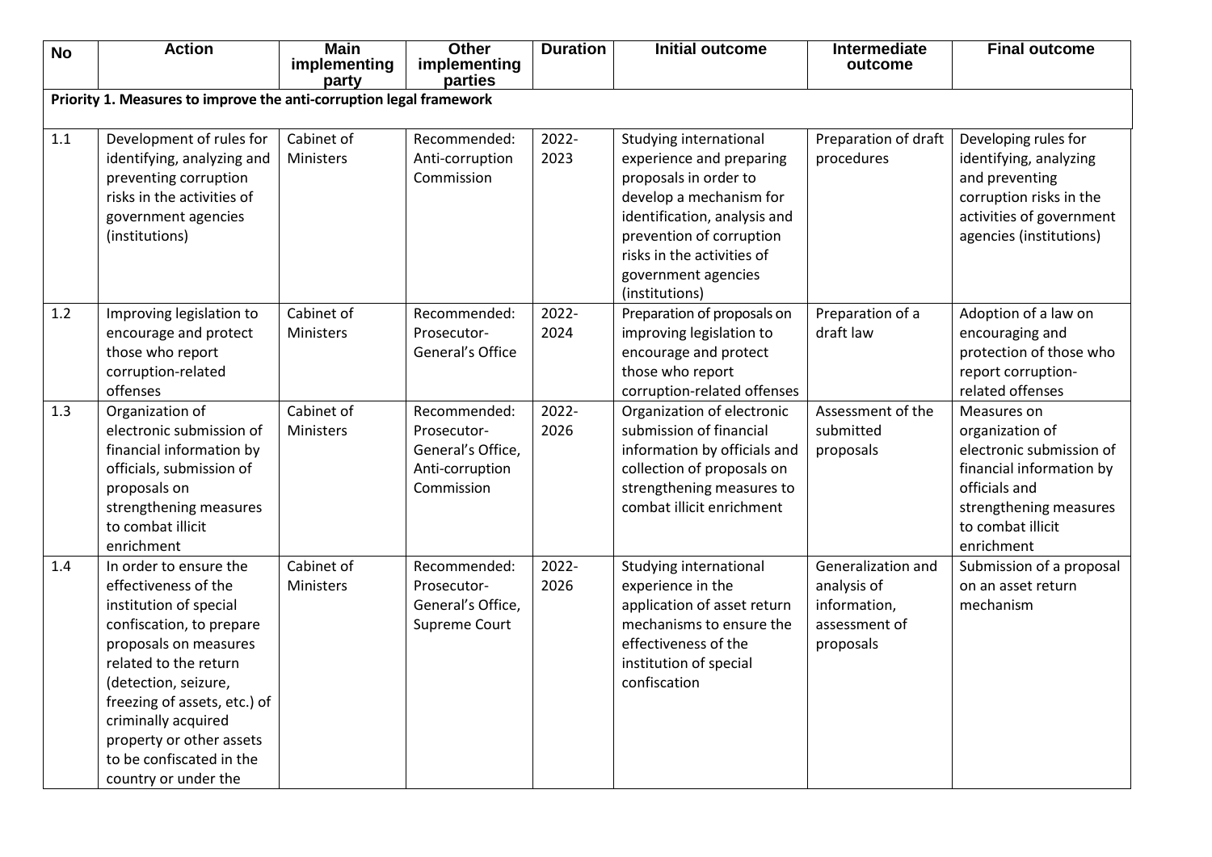| No | Action | Main implementing party | Other implementing parties | Duration | Initial outcome | Intermediate outcome | Final outcome |
|---|---|---|---|---|---|---|---|
| **Priority 1. Measures to improve the anti-corruption legal framework** | | | | | | | |
| 1.1 | Development of rules for identifying, analyzing and preventing corruption risks in the activities of government agencies (institutions) | Cabinet of Ministers | Recommended: Anti-corruption Commission | 2022-2023 | Studying international experience and preparing proposals in order to develop a mechanism for identification, analysis and prevention of corruption risks in the activities of government agencies (institutions) | Preparation of draft procedures | Developing rules for identifying, analyzing and preventing corruption risks in the activities of government agencies (institutions) |
| 1.2 | Improving legislation to encourage and protect those who report corruption-related offenses | Cabinet of Ministers | Recommended: Prosecutor-General's Office | 2022-2024 | Preparation of proposals on improving legislation to encourage and protect those who report corruption-related offenses | Preparation of a draft law | Adoption of a law on encouraging and protection of those who report corruption-related offenses |
| 1.3 | Organization of electronic submission of financial information by officials, submission of proposals on strengthening measures to combat illicit enrichment | Cabinet of Ministers | Recommended: Prosecutor-General's Office, Anti-corruption Commission | 2022-2026 | Organization of electronic submission of financial information by officials and collection of proposals on strengthening measures to combat illicit enrichment | Assessment of the submitted proposals | Measures on organization of electronic submission of financial information by officials and strengthening measures to combat illicit enrichment |
| 1.4 | In order to ensure the effectiveness of the institution of special confiscation, to prepare proposals on measures related to the return (detection, seizure, freezing of assets, etc.) of criminally acquired property or other assets to be confiscated in the country or under the | Cabinet of Ministers | Recommended: Prosecutor-General's Office, Supreme Court | 2022-2026 | Studying international experience in the application of asset return mechanisms to ensure the effectiveness of the institution of special confiscation | Generalization and analysis of information, assessment of proposals | Submission of a proposal on an asset return mechanism |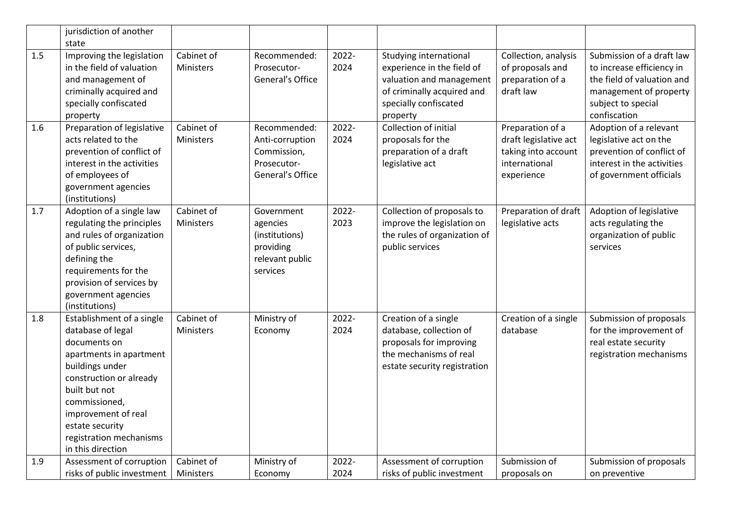| | | | | | | | |
|---|---|---|---|---|---|---|---|
| | jurisdiction of another state | | | | | | |
| 1.5 | Improving the legislation in the field of valuation and management of criminally acquired and specially confiscated property | Cabinet of Ministers | Recommended: Prosecutor-General's Office | 2022-2024 | Studying international experience in the field of valuation and management of criminally acquired and specially confiscated property | Collection, analysis of proposals and preparation of a draft law | Submission of a draft law to increase efficiency in the field of valuation and management of property subject to special confiscation |
| 1.6 | Preparation of legislative acts related to the prevention of conflict of interest in the activities of employees of government agencies (institutions) | Cabinet of Ministers | Recommended: Anti-corruption Commission, Prosecutor-General's Office | 2022-2024 | Collection of initial proposals for the preparation of a draft legislative act | Preparation of a draft legislative act taking into account international experience | Adoption of a relevant legislative act on the prevention of conflict of interest in the activities of government officials |
| 1.7 | Adoption of a single law regulating the principles and rules of organization of public services, defining the requirements for the provision of services by government agencies (institutions) | Cabinet of Ministers | Government agencies (institutions) providing relevant public services | 2022-2023 | Collection of proposals to improve the legislation on the rules of organization of public services | Preparation of draft legislative acts | Adoption of legislative acts regulating the organization of public services |
| 1.8 | Establishment of a single database of legal documents on apartments in apartment buildings under construction or already built but not commissioned, improvement of real estate security registration mechanisms in this direction | Cabinet of Ministers | Ministry of Economy | 2022-2024 | Creation of a single database, collection of proposals for improving the mechanisms of real estate security registration | Creation of a single database | Submission of proposals for the improvement of real estate security registration mechanisms |
| 1.9 | Assessment of corruption risks of public investment | Cabinet of Ministers | Ministry of Economy | 2022-2024 | Assessment of corruption risks of public investment | Submission of proposals on | Submission of proposals on preventive |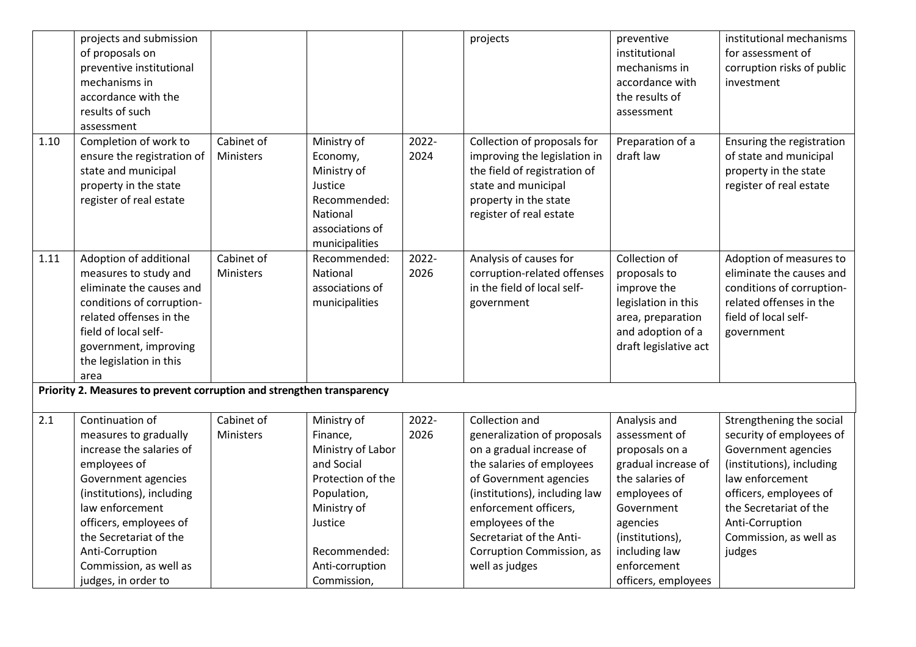| | | | | | | | |
|---|---|---|---|---|---|---|---|
| | projects and submission of proposals on preventive institutional mechanisms in accordance with the results of such assessment | | | | projects | preventive institutional mechanisms in accordance with the results of assessment | institutional mechanisms for assessment of corruption risks of public investment |
| 1.10 | Completion of work to ensure the registration of state and municipal property in the state register of real estate | Cabinet of Ministers | Ministry of Economy, Ministry of Justice Recommended: National associations of municipalities | 2022-2024 | Collection of proposals for improving the legislation in the field of registration of state and municipal property in the state register of real estate | Preparation of a draft law | Ensuring the registration of state and municipal property in the state register of real estate |
| 1.11 | Adoption of additional measures to study and eliminate the causes and conditions of corruption-related offenses in the field of local self-government, improving the legislation in this area | Cabinet of Ministers | Recommended: National associations of municipalities | 2022-2026 | Analysis of causes for corruption-related offenses in the field of local self-government | Collection of proposals to improve the legislation in this area, preparation and adoption of a draft legislative act | Adoption of measures to eliminate the causes and conditions of corruption-related offenses in the field of local self-government |
| **Priority 2. Measures to prevent corruption and strengthen transparency** | | | | | | | |
| 2.1 | Continuation of measures to gradually increase the salaries of employees of Government agencies (institutions), including law enforcement officers, employees of the Secretariat of the Anti-Corruption Commission, as well as judges, in order to | Cabinet of Ministers | Ministry of Finance, Ministry of Labor and Social Protection of the Population, Ministry of Justice<br><br>Recommended: Anti-corruption Commission, | 2022-2026 | Collection and generalization of proposals on a gradual increase of the salaries of employees of Government agencies (institutions), including law enforcement officers, employees of the Secretariat of the Anti-Corruption Commission, as well as judges | Analysis and assessment of proposals on a gradual increase of the salaries of employees of Government agencies (institutions), including law enforcement officers, employees | Strengthening the social security of employees of Government agencies (institutions), including law enforcement officers, employees of the Secretariat of the Anti-Corruption Commission, as well as judges |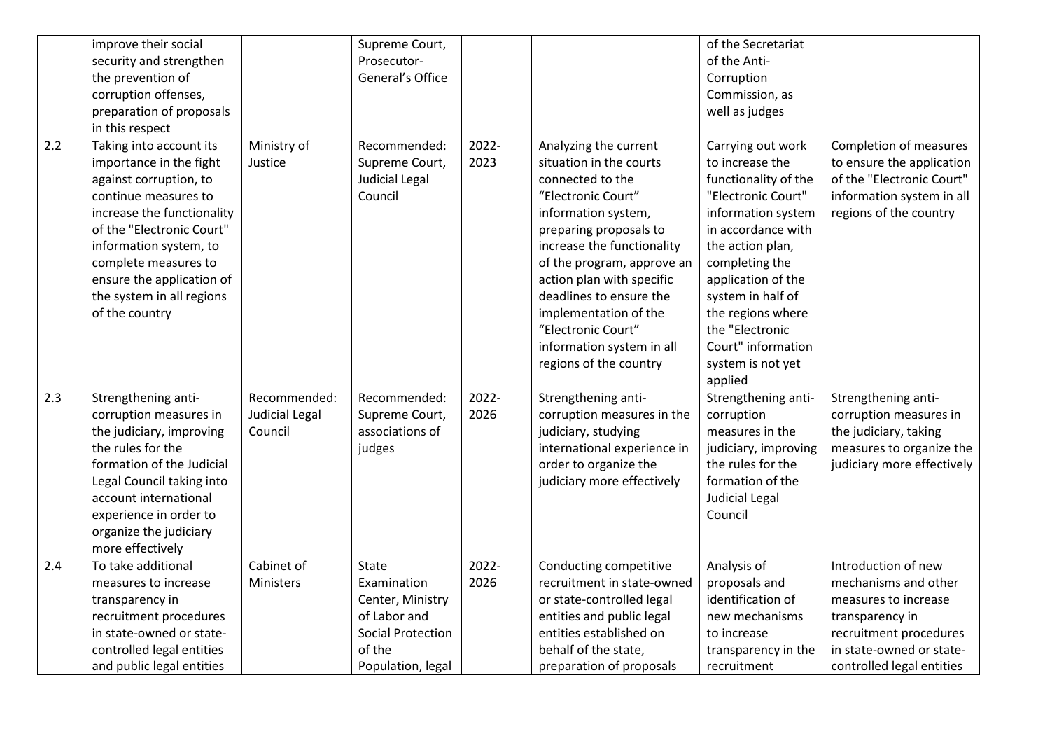| | | | | | | | |
|---|---|---|---|---|---|---|---|
| | improve their social security and strengthen the prevention of corruption offenses, preparation of proposals in this respect | | Supreme Court, Prosecutor-General's Office | | | of the Secretariat of the Anti-Corruption Commission, as well as judges | |
| 2.2 | Taking into account its importance in the fight against corruption, to continue measures to increase the functionality of the "Electronic Court" information system, to complete measures to ensure the application of the system in all regions of the country | Ministry of Justice | Recommended: Supreme Court, Judicial Legal Council | 2022-2023 | Analyzing the current situation in the courts connected to the "Electronic Court" information system, preparing proposals to increase the functionality of the program, approve an action plan with specific deadlines to ensure the implementation of the "Electronic Court" information system in all regions of the country | Carrying out work to increase the functionality of the "Electronic Court" information system in accordance with the action plan, completing the application of the system in half of the regions where the "Electronic Court" information system is not yet applied | Completion of measures to ensure the application of the "Electronic Court" information system in all regions of the country |
| 2.3 | Strengthening anti-corruption measures in the judiciary, improving the rules for the formation of the Judicial Legal Council taking into account international experience in order to organize the judiciary more effectively | Recommended: Judicial Legal Council | Recommended: Supreme Court, associations of judges | 2022-2026 | Strengthening anti-corruption measures in the judiciary, studying international experience in order to organize the judiciary more effectively | Strengthening anti-corruption measures in the judiciary, improving the rules for the formation of the Judicial Legal Council | Strengthening anti-corruption measures in the judiciary, taking measures to organize the judiciary more effectively |
| 2.4 | To take additional measures to increase transparency in recruitment procedures in state-owned or state-controlled legal entities and public legal entities | Cabinet of Ministers | State Examination Center, Ministry of Labor and Social Protection of the Population, legal | 2022-2026 | Conducting competitive recruitment in state-owned or state-controlled legal entities and public legal entities established on behalf of the state, preparation of proposals | Analysis of proposals and identification of new mechanisms to increase transparency in the recruitment | Introduction of new mechanisms and other measures to increase transparency in recruitment procedures in state-owned or state-controlled legal entities |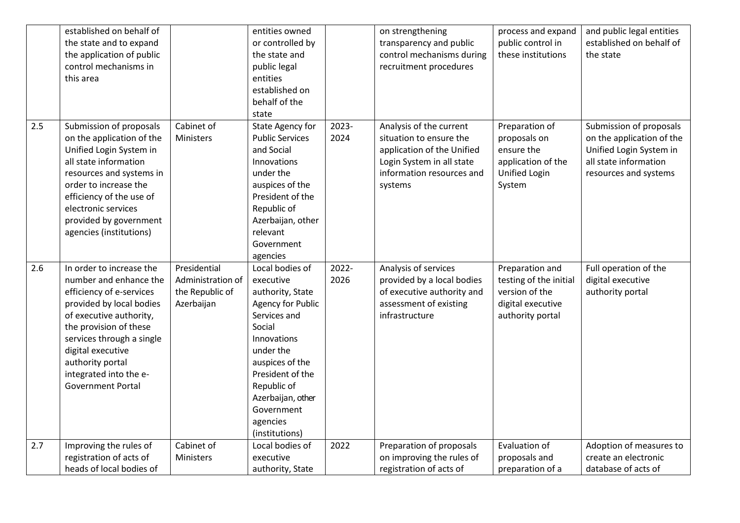| | | | | | | | |
|---|---|---|---|---|---|---|---|
| | established on behalf of the state and to expand the application of public control mechanisms in this area | | entities owned or controlled by the state and public legal entities established on behalf of the state | | on strengthening transparency and public control mechanisms during recruitment procedures | process and expand public control in these institutions | and public legal entities established on behalf of the state |
| 2.5 | Submission of proposals on the application of the Unified Login System in all state information resources and systems in order to increase the efficiency of the use of electronic services provided by government agencies (institutions) | Cabinet of Ministers | State Agency for Public Services and Social Innovations under the auspices of the President of the Republic of Azerbaijan, other relevant Government agencies | 2023-2024 | Analysis of the current situation to ensure the application of the Unified Login System in all state information resources and systems | Preparation of proposals on ensure the application of the Unified Login System | Submission of proposals on the application of the Unified Login System in all state information resources and systems |
| 2.6 | In order to increase the number and enhance the efficiency of e-services provided by local bodies of executive authority, the provision of these services through a single digital executive authority portal integrated into the e-Government Portal | Presidential Administration of the Republic of Azerbaijan | Local bodies of executive authority, State Agency for Public Services and Social Innovations under the auspices of the President of the Republic of Azerbaijan, other Government agencies (institutions) | 2022-2026 | Analysis of services provided by a local bodies of executive authority and assessment of existing infrastructure | Preparation and testing of the initial version of the digital executive authority portal | Full operation of the digital executive authority portal |
| 2.7 | Improving the rules of registration of acts of heads of local bodies of | Cabinet of Ministers | Local bodies of executive authority, State | 2022 | Preparation of proposals on improving the rules of registration of acts of | Evaluation of proposals and preparation of a | Adoption of measures to create an electronic database of acts of |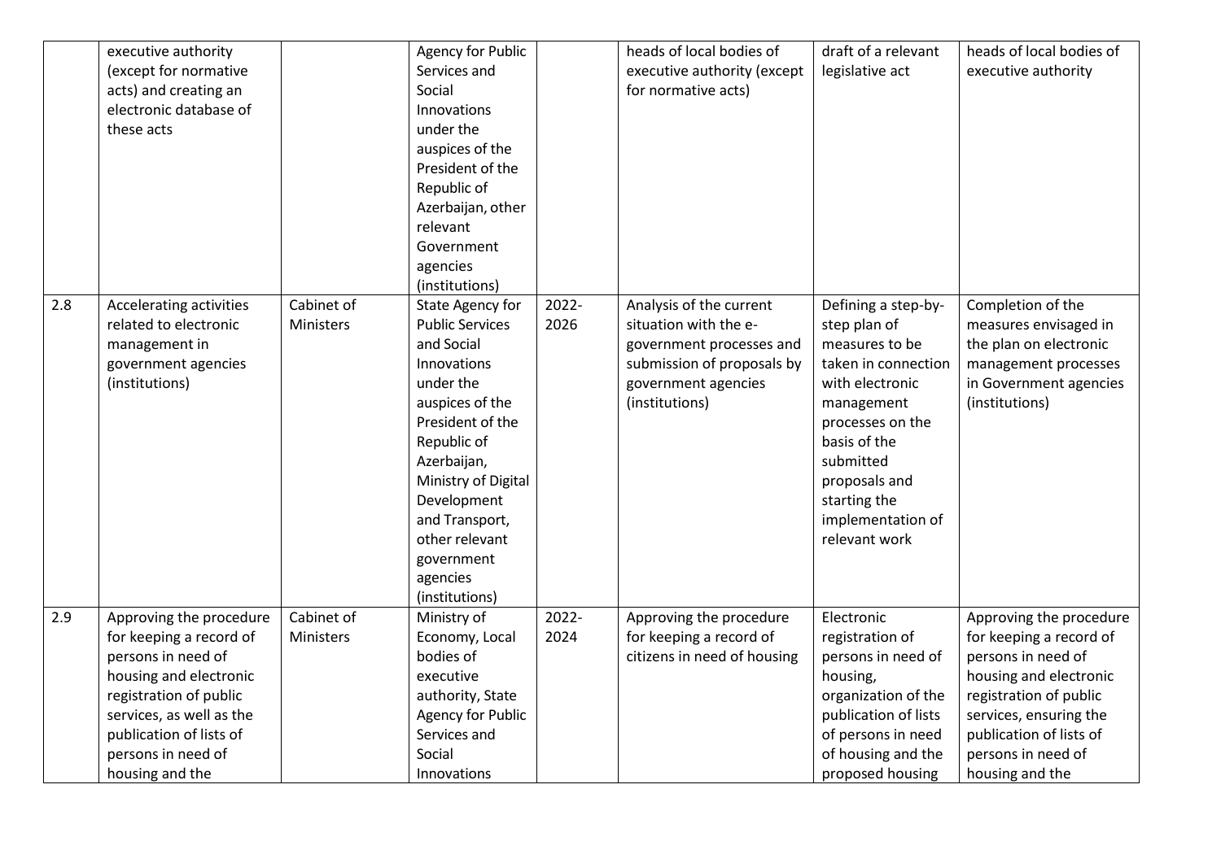| | | | | | | | |
|---|---|---|---|---|---|---|---|
| | executive authority (except for normative acts) and creating an electronic database of these acts | | Agency for Public Services and Social Innovations under the auspices of the President of the Republic of Azerbaijan, other relevant Government agencies (institutions) | | heads of local bodies of executive authority (except for normative acts) | draft of a relevant legislative act | heads of local bodies of executive authority |
| 2.8 | Accelerating activities related to electronic management in government agencies (institutions) | Cabinet of Ministers | State Agency for Public Services and Social Innovations under the auspices of the President of the Republic of Azerbaijan, Ministry of Digital Development and Transport, other relevant government agencies (institutions) | 2022-2026 | Analysis of the current situation with the e-government processes and submission of proposals by government agencies (institutions) | Defining a step-by-step plan of measures to be taken in connection with electronic management processes on the basis of the submitted proposals and starting the implementation of relevant work | Completion of the measures envisaged in the plan on electronic management processes in Government agencies (institutions) |
| 2.9 | Approving the procedure for keeping a record of persons in need of housing and electronic registration of public services, as well as the publication of lists of persons in need of housing and the | Cabinet of Ministers | Ministry of Economy, Local bodies of executive authority, State Agency for Public Services and Social Innovations | 2022-2024 | Approving the procedure for keeping a record of citizens in need of housing | Electronic registration of persons in need of housing, organization of the publication of lists of persons in need of housing and the proposed housing | Approving the procedure for keeping a record of persons in need of housing and electronic registration of public services, ensuring the publication of lists of persons in need of housing and the |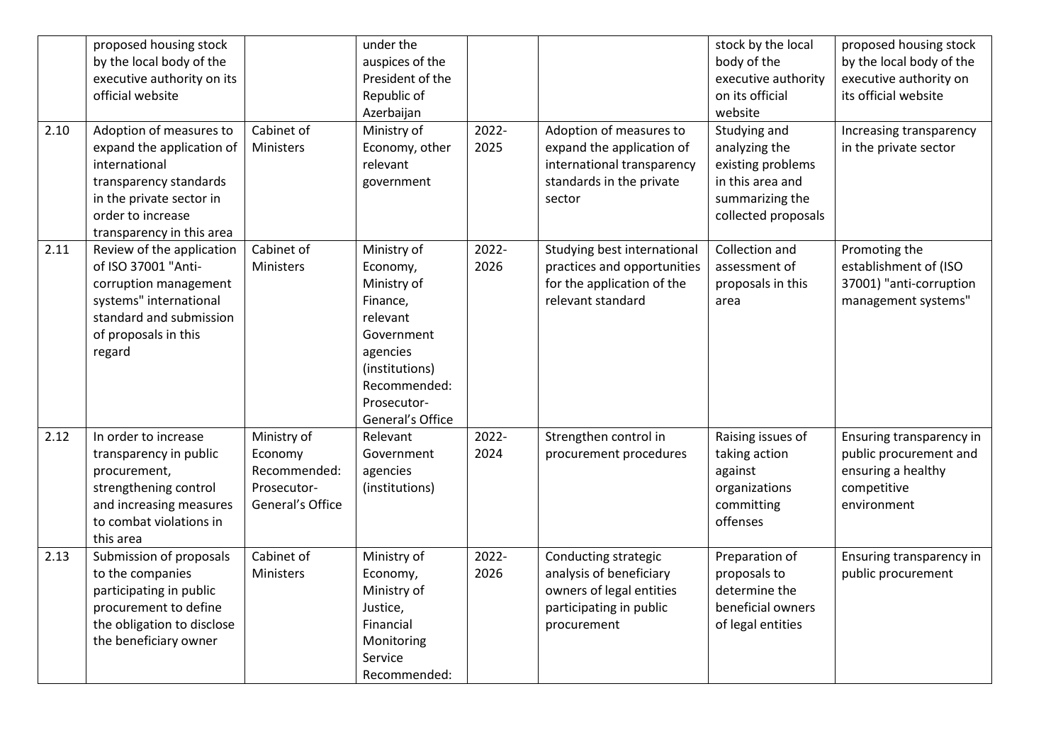|  |  |  |  |  |  |  |  |
|---|---|---|---|---|---|---|---|
|  | proposed housing stock by the local body of the executive authority on its official website |  | under the auspices of the President of the Republic of Azerbaijan |  |  | stock by the local body of the executive authority on its official website | proposed housing stock by the local body of the executive authority on its official website |
| 2.10 | Adoption of measures to expand the application of international transparency standards in the private sector in order to increase transparency in this area | Cabinet of Ministers | Ministry of Economy, other relevant government | 2022-2025 | Adoption of measures to expand the application of international transparency standards in the private sector | Studying and analyzing the existing problems in this area and summarizing the collected proposals | Increasing transparency in the private sector |
| 2.11 | Review of the application of ISO 37001 "Anti-corruption management systems" international standard and submission of proposals in this regard | Cabinet of Ministers | Ministry of Economy, Ministry of Finance, relevant Government agencies (institutions) Recommended: Prosecutor-General's Office | 2022-2026 | Studying best international practices and opportunities for the application of the relevant standard | Collection and assessment of proposals in this area | Promoting the establishment of (ISO 37001) "anti-corruption management systems" |
| 2.12 | In order to increase transparency in public procurement, strengthening control and increasing measures to combat violations in this area | Ministry of Economy Recommended: Prosecutor-General's Office | Relevant Government agencies (institutions) | 2022-2024 | Strengthen control in procurement procedures | Raising issues of taking action against organizations committing offenses | Ensuring transparency in public procurement and ensuring a healthy competitive environment |
| 2.13 | Submission of proposals to the companies participating in public procurement to define the obligation to disclose the beneficiary owner | Cabinet of Ministers | Ministry of Economy, Ministry of Justice, Financial Monitoring Service Recommended: | 2022-2026 | Conducting strategic analysis of beneficiary owners of legal entities participating in public procurement | Preparation of proposals to determine the beneficial owners of legal entities | Ensuring transparency in public procurement |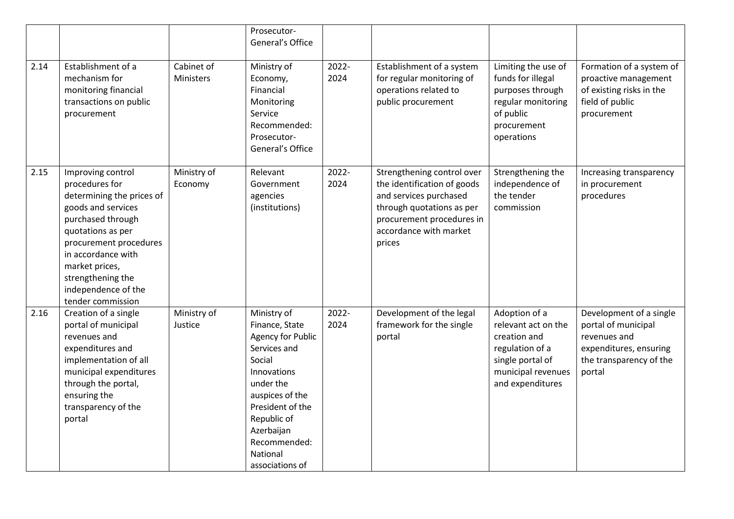| | | | | | | | |
|---|---|---|---|---|---|---|---|
| | | | Prosecutor-General's Office | | | | |
| 2.14 | Establishment of a mechanism for monitoring financial transactions on public procurement | Cabinet of Ministers | Ministry of Economy, Financial Monitoring Service Recommended: Prosecutor-General's Office | 2022-2024 | Establishment of a system for regular monitoring of operations related to public procurement | Limiting the use of funds for illegal purposes through regular monitoring of public procurement operations | Formation of a system of proactive management of existing risks in the field of public procurement |
| 2.15 | Improving control procedures for determining the prices of goods and services purchased through quotations as per procurement procedures in accordance with market prices, strengthening the independence of the tender commission | Ministry of Economy | Relevant Government agencies (institutions) | 2022-2024 | Strengthening control over the identification of goods and services purchased through quotations as per procurement procedures in accordance with market prices | Strengthening the independence of the tender commission | Increasing transparency in procurement procedures |
| 2.16 | Creation of a single portal of municipal revenues and expenditures and implementation of all municipal expenditures through the portal, ensuring the transparency of the portal | Ministry of Justice | Ministry of Finance, State Agency for Public Services and Social Innovations under the auspices of the President of the Republic of Azerbaijan Recommended: National associations of | 2022-2024 | Development of the legal framework for the single portal | Adoption of a relevant act on the creation and regulation of a single portal of municipal revenues and expenditures | Development of a single portal of municipal revenues and expenditures, ensuring the transparency of the portal |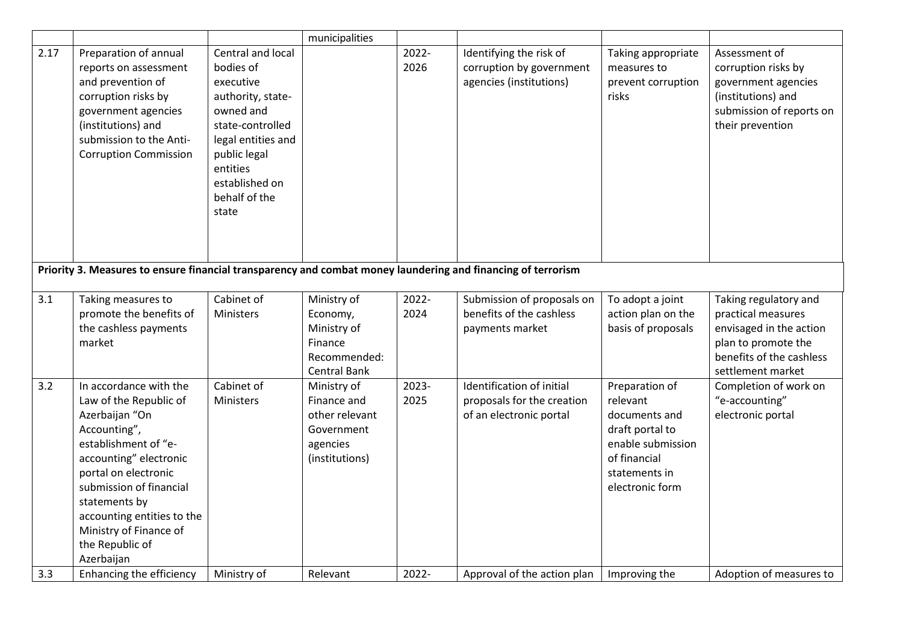|  |  |  | municipalities |  |  |  |  |
|---|---|---|---|---|---|---|---|
| 2.17 | Preparation of annual reports on assessment and prevention of corruption risks by government agencies (institutions) and submission to the Anti-Corruption Commission | Central and local bodies of executive authority, state-owned and state-controlled legal entities and public legal entities established on behalf of the state |  | 2022-2026 | Identifying the risk of corruption by government agencies (institutions) | Taking appropriate measures to prevent corruption risks | Assessment of corruption risks by government agencies (institutions) and submission of reports on their prevention |
| **Priority 3. Measures to ensure financial transparency and combat money laundering and financing of terrorism** |  |  |  |  |  |  |  |
| 3.1 | Taking measures to promote the benefits of the cashless payments market | Cabinet of Ministers | Ministry of Economy, Ministry of Finance Recommended: Central Bank | 2022-2024 | Submission of proposals on benefits of the cashless payments market | To adopt a joint action plan on the basis of proposals | Taking regulatory and practical measures envisaged in the action plan to promote the benefits of the cashless settlement market |
| 3.2 | In accordance with the Law of the Republic of Azerbaijan "On Accounting", establishment of "e-accounting" electronic portal on electronic submission of financial statements by accounting entities to the Ministry of Finance of the Republic of Azerbaijan | Cabinet of Ministers | Ministry of Finance and other relevant Government agencies (institutions) | 2023-2025 | Identification of initial proposals for the creation of an electronic portal | Preparation of relevant documents and draft portal to enable submission of financial statements in electronic form | Completion of work on "e-accounting" electronic portal |
| 3.3 | Enhancing the efficiency | Ministry of | Relevant | 2022- | Approval of the action plan | Improving the | Adoption of measures to |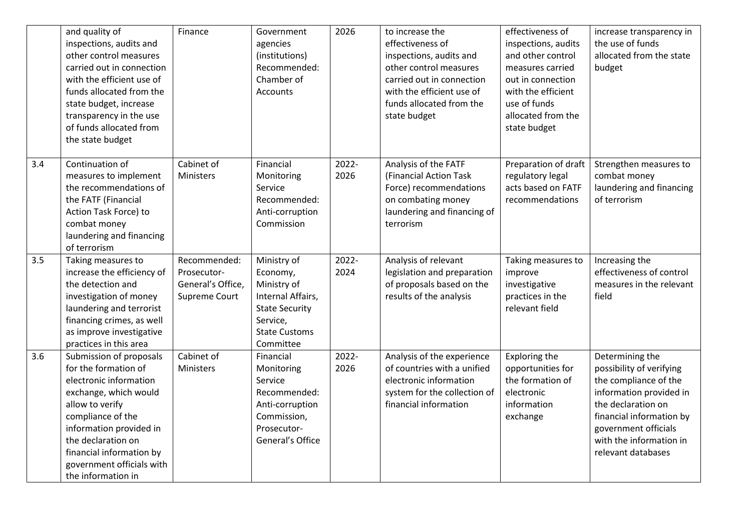|  | and quality of inspections, audits and other control measures carried out in connection with the efficient use of funds allocated from the state budget, increase transparency in the use of funds allocated from the state budget | Finance | Government agencies (institutions) Recommended: Chamber of Accounts | 2026 | to increase the effectiveness of inspections, audits and other control measures carried out in connection with the efficient use of funds allocated from the state budget | effectiveness of inspections, audits and other control measures carried out in connection with the efficient use of funds allocated from the state budget | increase transparency in the use of funds allocated from the state budget |
|---|---|---|---|---|---|---|---|
| 3.4 | Continuation of measures to implement the recommendations of the FATF (Financial Action Task Force) to combat money laundering and financing of terrorism | Cabinet of Ministers | Financial Monitoring Service Recommended: Anti-corruption Commission | 2022-2026 | Analysis of the FATF (Financial Action Task Force) recommendations on combating money laundering and financing of terrorism | Preparation of draft regulatory legal acts based on FATF recommendations | Strengthen measures to combat money laundering and financing of terrorism |
| 3.5 | Taking measures to increase the efficiency of the detection and investigation of money laundering and terrorist financing crimes, as well as improve investigative practices in this area | Recommended: Prosecutor-General's Office, Supreme Court | Ministry of Economy, Ministry of Internal Affairs, State Security Service, State Customs Committee | 2022-2024 | Analysis of relevant legislation and preparation of proposals based on the results of the analysis | Taking measures to improve investigative practices in the relevant field | Increasing the effectiveness of control measures in the relevant field |
| 3.6 | Submission of proposals for the formation of electronic information exchange, which would allow to verify compliance of the information provided in the declaration on financial information by government officials with the information in | Cabinet of Ministers | Financial Monitoring Service Recommended: Anti-corruption Commission, Prosecutor-General's Office | 2022-2026 | Analysis of the experience of countries with a unified electronic information system for the collection of financial information | Exploring the opportunities for the formation of electronic information exchange | Determining the possibility of verifying the compliance of the information provided in the declaration on financial information by government officials with the information in relevant databases |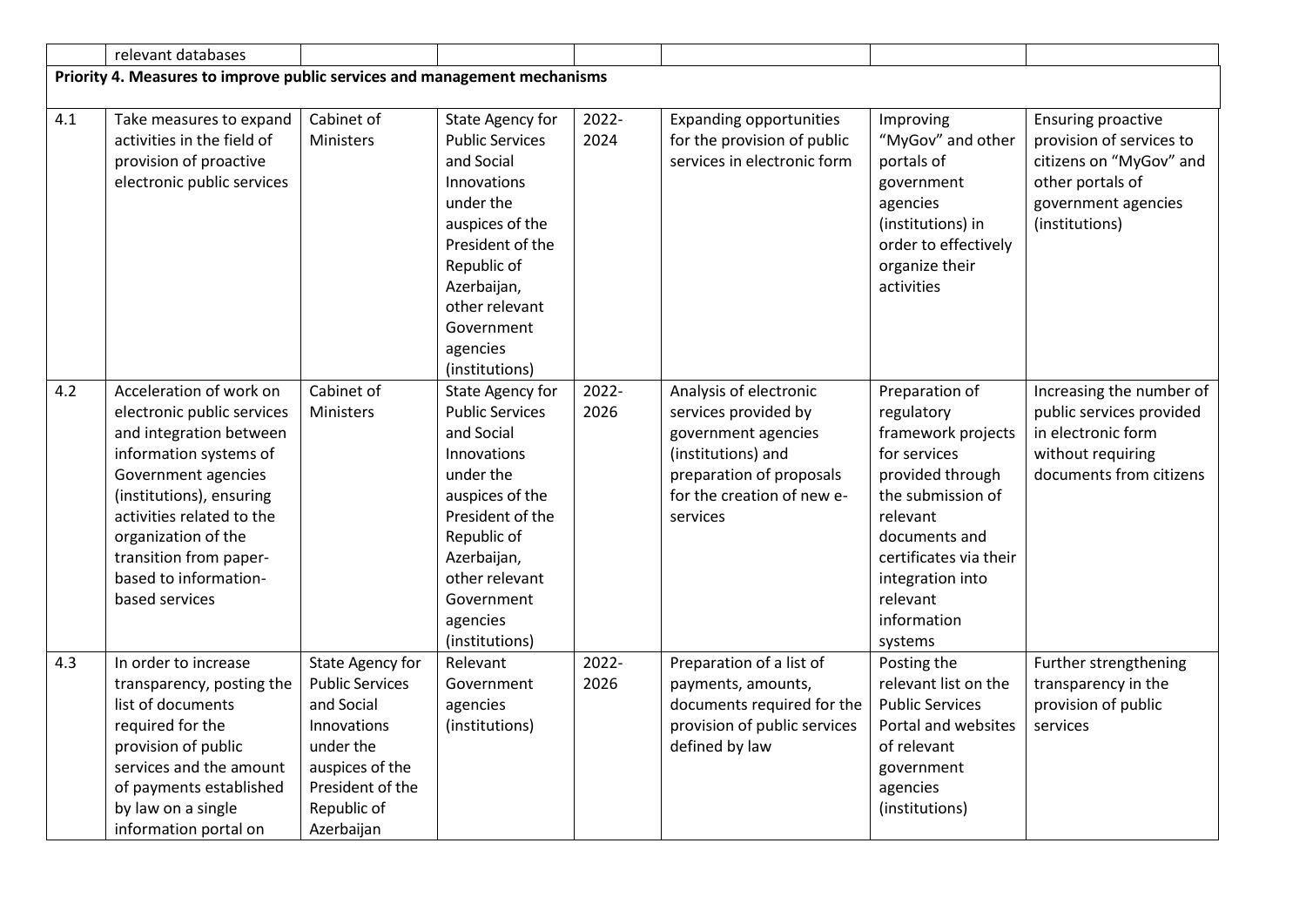| | relevant databases | | | | | | |
|---|---|---|---|---|---|---|---|
| **Priority 4. Measures to improve public services and management mechanisms** | | | | | | | |
| 4.1 | Take measures to expand activities in the field of provision of proactive electronic public services | Cabinet of Ministers | State Agency for Public Services and Social Innovations under the auspices of the President of the Republic of Azerbaijan, other relevant Government agencies (institutions) | 2022-2024 | Expanding opportunities for the provision of public services in electronic form | Improving "MyGov" and other portals of government agencies (institutions) in order to effectively organize their activities | Ensuring proactive provision of services to citizens on "MyGov" and other portals of government agencies (institutions) |
| 4.2 | Acceleration of work on electronic public services and integration between information systems of Government agencies (institutions), ensuring activities related to the organization of the transition from paper-based to information-based services | Cabinet of Ministers | State Agency for Public Services and Social Innovations under the auspices of the President of the Republic of Azerbaijan, other relevant Government agencies (institutions) | 2022-2026 | Analysis of electronic services provided by government agencies (institutions) and preparation of proposals for the creation of new e-services | Preparation of regulatory framework projects for services provided through the submission of relevant documents and certificates via their integration into relevant information systems | Increasing the number of public services provided in electronic form without requiring documents from citizens |
| 4.3 | In order to increase transparency, posting the list of documents required for the provision of public services and the amount of payments established by law on a single information portal on | State Agency for Public Services and Social Innovations under the auspices of the President of the Republic of Azerbaijan | Relevant Government agencies (institutions) | 2022-2026 | Preparation of a list of payments, amounts, documents required for the provision of public services defined by law | Posting the relevant list on the Public Services Portal and websites of relevant government agencies (institutions) | Further strengthening transparency in the provision of public services |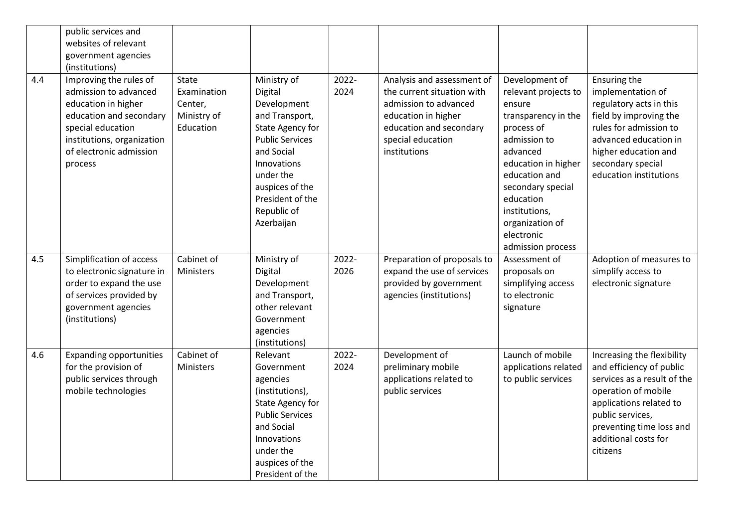|  | public services and websites of relevant government agencies (institutions) |  |  |  |  |  |  |
|---|---|---|---|---|---|---|---|
| 4.4 | Improving the rules of admission to advanced education in higher education and secondary special education institutions, organization of electronic admission process | State Examination Center, Ministry of Education | Ministry of Digital Development and Transport, State Agency for Public Services and Social Innovations under the auspices of the President of the Republic of Azerbaijan | 2022-2024 | Analysis and assessment of the current situation with admission to advanced education in higher education and secondary special education institutions | Development of relevant projects to ensure transparency in the process of admission to advanced education in higher education and secondary special education institutions, organization of electronic admission process | Ensuring the implementation of regulatory acts in this field by improving the rules for admission to advanced education in higher education and secondary special education institutions |
| 4.5 | Simplification of access to electronic signature in order to expand the use of services provided by government agencies (institutions) | Cabinet of Ministers | Ministry of Digital Development and Transport, other relevant Government agencies (institutions) | 2022-2026 | Preparation of proposals to expand the use of services provided by government agencies (institutions) | Assessment of proposals on simplifying access to electronic signature | Adoption of measures to simplify access to electronic signature |
| 4.6 | Expanding opportunities for the provision of public services through mobile technologies | Cabinet of Ministers | Relevant Government agencies (institutions), State Agency for Public Services and Social Innovations under the auspices of the President of the | 2022-2024 | Development of preliminary mobile applications related to public services | Launch of mobile applications related to public services | Increasing the flexibility and efficiency of public services as a result of the operation of mobile applications related to public services, preventing time loss and additional costs for citizens |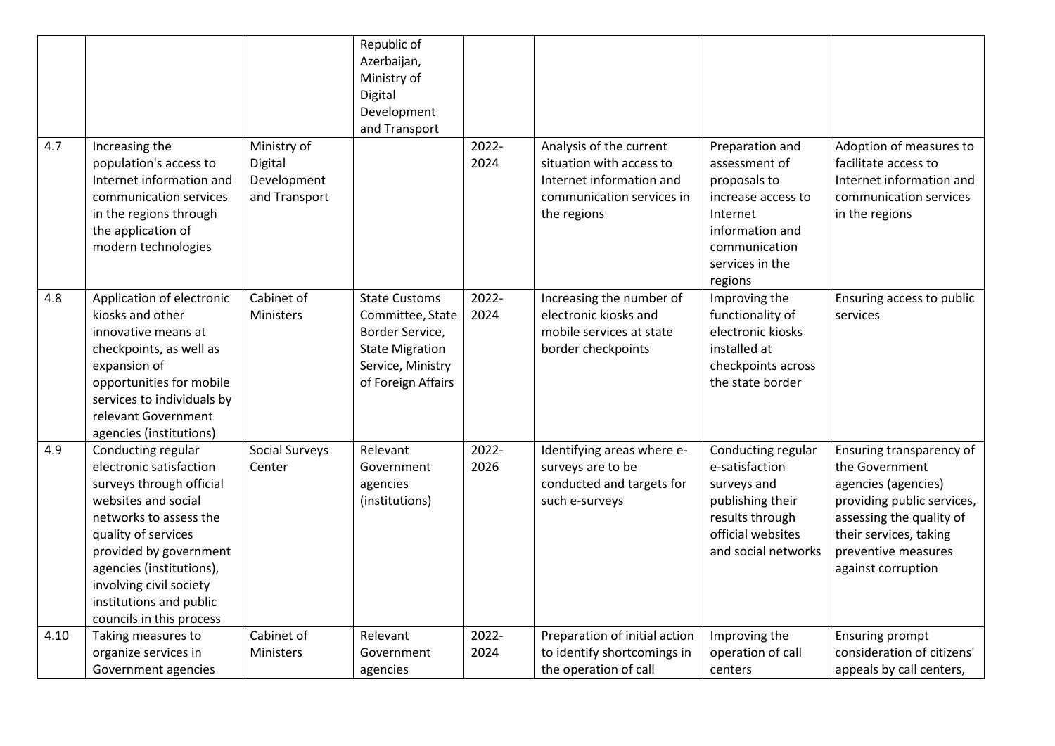| | | | Republic of Azerbaijan, Ministry of Digital Development and Transport | | | | |
|---|---|---|---|---|---|---|---|
| 4.7 | Increasing the population's access to Internet information and communication services in the regions through the application of modern technologies | Ministry of Digital Development and Transport | | 2022-2024 | Analysis of the current situation with access to Internet information and communication services in the regions | Preparation and assessment of proposals to increase access to Internet information and communication services in the regions | Adoption of measures to facilitate access to Internet information and communication services in the regions |
| 4.8 | Application of electronic kiosks and other innovative means at checkpoints, as well as expansion of opportunities for mobile services to individuals by relevant Government agencies (institutions) | Cabinet of Ministers | State Customs Committee, State Border Service, State Migration Service, Ministry of Foreign Affairs | 2022-2024 | Increasing the number of electronic kiosks and mobile services at state border checkpoints | Improving the functionality of electronic kiosks installed at checkpoints across the state border | Ensuring access to public services |
| 4.9 | Conducting regular electronic satisfaction surveys through official websites and social networks to assess the quality of services provided by government agencies (institutions), involving civil society institutions and public councils in this process | Social Surveys Center | Relevant Government agencies (institutions) | 2022-2026 | Identifying areas where e-surveys are to be conducted and targets for such e-surveys | Conducting regular e-satisfaction surveys and publishing their results through official websites and social networks | Ensuring transparency of the Government agencies (agencies) providing public services, assessing the quality of their services, taking preventive measures against corruption |
| 4.10 | Taking measures to organize services in Government agencies | Cabinet of Ministers | Relevant Government agencies | 2022-2024 | Preparation of initial action to identify shortcomings in the operation of call | Improving the operation of call centers | Ensuring prompt consideration of citizens' appeals by call centers, |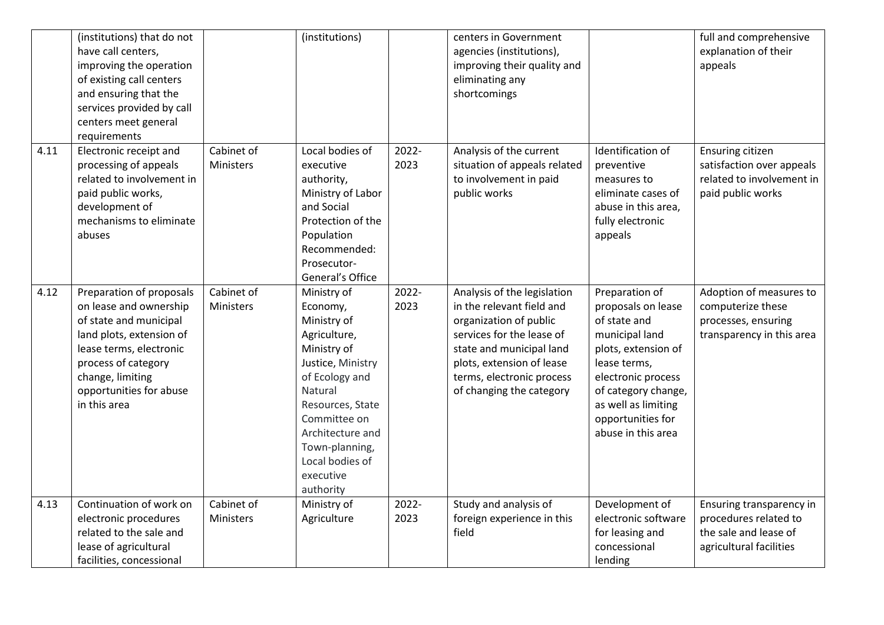| | | | | | | | |
|---|---|---|---|---|---|---|---|
| | (institutions) that do not have call centers, improving the operation of existing call centers and ensuring that the services provided by call centers meet general requirements | | (institutions) | | centers in Government agencies (institutions), improving their quality and eliminating any shortcomings | | full and comprehensive explanation of their appeals |
| 4.11 | Electronic receipt and processing of appeals related to involvement in paid public works, development of mechanisms to eliminate abuses | Cabinet of Ministers | Local bodies of executive authority, Ministry of Labor and Social Protection of the Population Recommended: Prosecutor-General's Office | 2022-2023 | Analysis of the current situation of appeals related to involvement in paid public works | Identification of preventive measures to eliminate cases of abuse in this area, fully electronic appeals | Ensuring citizen satisfaction over appeals related to involvement in paid public works |
| 4.12 | Preparation of proposals on lease and ownership of state and municipal land plots, extension of lease terms, electronic process of category change, limiting opportunities for abuse in this area | Cabinet of Ministers | Ministry of Economy, Ministry of Agriculture, Ministry of Justice, Ministry of Ecology and Natural Resources, State Committee on Architecture and Town-planning, Local bodies of executive authority | 2022-2023 | Analysis of the legislation in the relevant field and organization of public services for the lease of state and municipal land plots, extension of lease terms, electronic process of changing the category | Preparation of proposals on lease of state and municipal land plots, extension of lease terms, electronic process of category change, as well as limiting opportunities for abuse in this area | Adoption of measures to computerize these processes, ensuring transparency in this area |
| 4.13 | Continuation of work on electronic procedures related to the sale and lease of agricultural facilities, concessional | Cabinet of Ministers | Ministry of Agriculture | 2022-2023 | Study and analysis of foreign experience in this field | Development of electronic software for leasing and concessional lending | Ensuring transparency in procedures related to the sale and lease of agricultural facilities |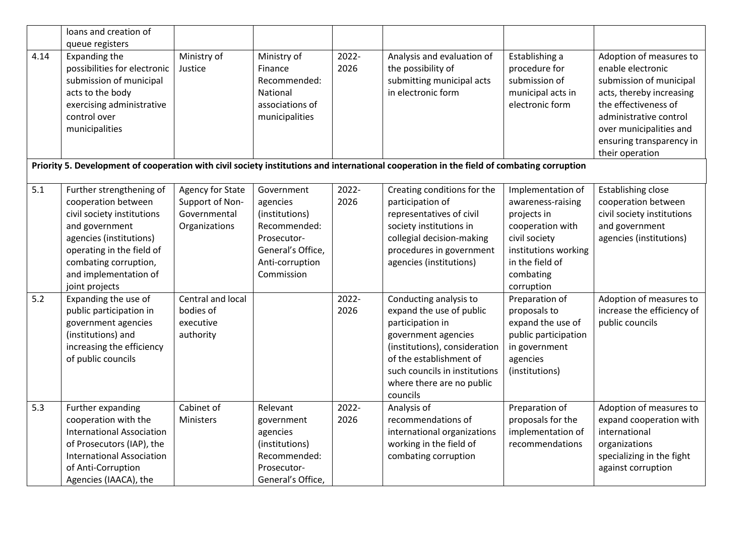| | | | | | | | |
|---|---|---|---|---|---|---|---|
| | loans and creation of queue registers | | | | | | |
| 4.14 | Expanding the possibilities for electronic submission of municipal acts to the body exercising administrative control over municipalities | Ministry of Justice | Ministry of Finance Recommended: National associations of municipalities | 2022-2026 | Analysis and evaluation of the possibility of submitting municipal acts in electronic form | Establishing a procedure for submission of municipal acts in electronic form | Adoption of measures to enable electronic submission of municipal acts, thereby increasing the effectiveness of administrative control over municipalities and ensuring transparency in their operation |
| **Priority 5. Development of cooperation with civil society institutions and international cooperation in the field of combating corruption** | | | | | | | |
| 5.1 | Further strengthening of cooperation between civil society institutions and government agencies (institutions) operating in the field of combating corruption, and implementation of joint projects | Agency for State Support of Non-Governmental Organizations | Government agencies (institutions) Recommended: Prosecutor-General's Office, Anti-corruption Commission | 2022-2026 | Creating conditions for the participation of representatives of civil society institutions in collegial decision-making procedures in government agencies (institutions) | Implementation of awareness-raising projects in cooperation with civil society institutions working in the field of combating corruption | Establishing close cooperation between civil society institutions and government agencies (institutions) |
| 5.2 | Expanding the use of public participation in government agencies (institutions) and increasing the efficiency of public councils | Central and local bodies of executive authority | | 2022-2026 | Conducting analysis to expand the use of public participation in government agencies (institutions), consideration of the establishment of such councils in institutions where there are no public councils | Preparation of proposals to expand the use of public participation in government agencies (institutions) | Adoption of measures to increase the efficiency of public councils |
| 5.3 | Further expanding cooperation with the International Association of Prosecutors (IAP), the International Association of Anti-Corruption Agencies (IAACA), the | Cabinet of Ministers | Relevant government agencies (institutions) Recommended: Prosecutor-General's Office, | 2022-2026 | Analysis of recommendations of international organizations working in the field of combating corruption | Preparation of proposals for the implementation of recommendations | Adoption of measures to expand cooperation with international organizations specializing in the fight against corruption |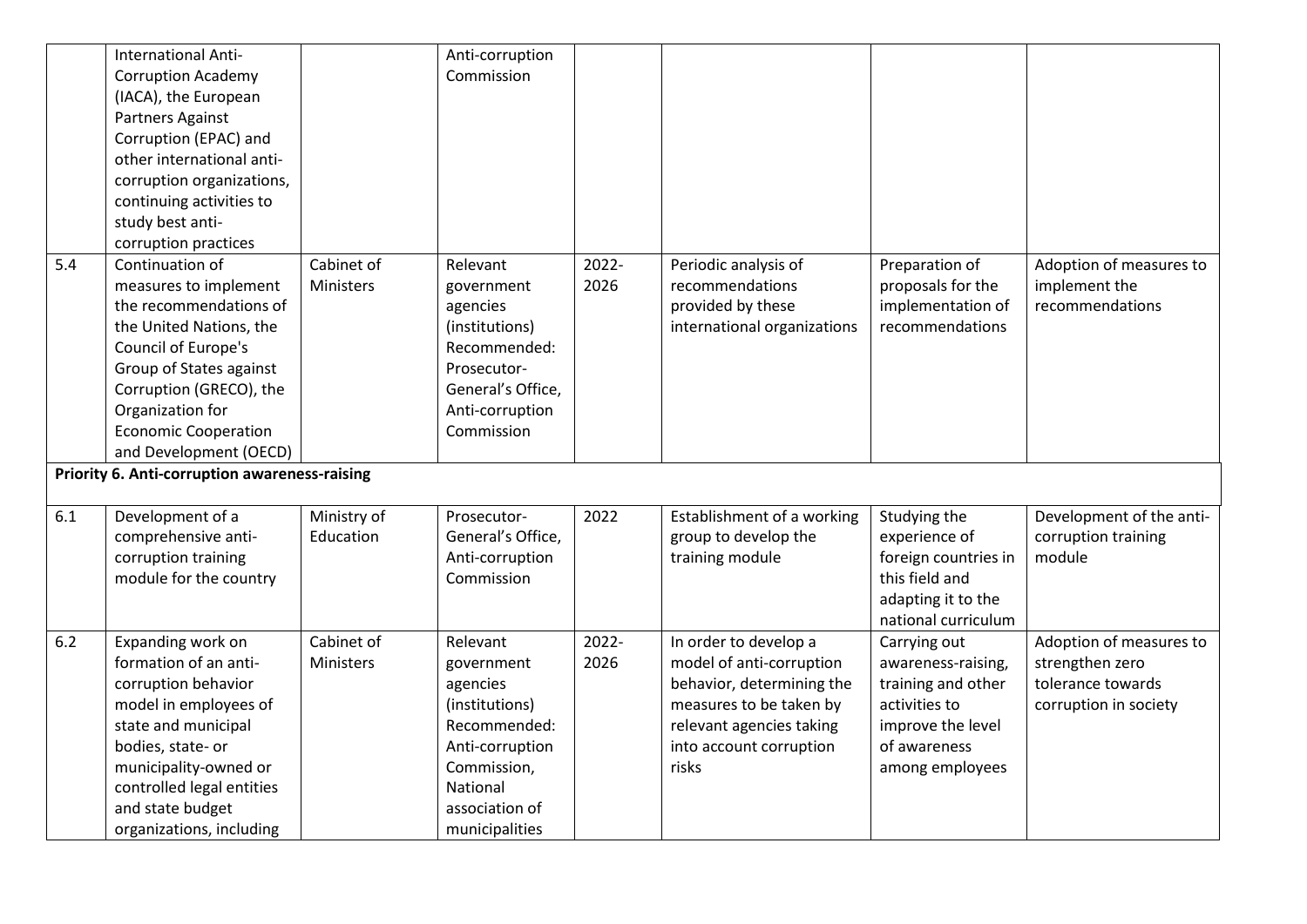| | | | | | | | |
|---|---|---|---|---|---|---|---|
| | International Anti-Corruption Academy (IACA), the European Partners Against Corruption (EPAC) and other international anti-corruption organizations, continuing activities to study best anti-corruption practices | | Anti-corruption Commission | | | | |
| 5.4 | Continuation of measures to implement the recommendations of the United Nations, the Council of Europe's Group of States against Corruption (GRECO), the Organization for Economic Cooperation and Development (OECD) | Cabinet of Ministers | Relevant government agencies (institutions) Recommended: Prosecutor-General's Office, Anti-corruption Commission | 2022-2026 | Periodic analysis of recommendations provided by these international organizations | Preparation of proposals for the implementation of recommendations | Adoption of measures to implement the recommendations |
| **Priority 6. Anti-corruption awareness-raising** | | | | | | | |
| 6.1 | Development of a comprehensive anti-corruption training module for the country | Ministry of Education | Prosecutor-General's Office, Anti-corruption Commission | 2022 | Establishment of a working group to develop the training module | Studying the experience of foreign countries in this field and adapting it to the national curriculum | Development of the anti-corruption training module |
| 6.2 | Expanding work on formation of an anti-corruption behavior model in employees of state and municipal bodies, state- or municipality-owned or controlled legal entities and state budget organizations, including | Cabinet of Ministers | Relevant government agencies (institutions) Recommended: Anti-corruption Commission, National association of municipalities | 2022-2026 | In order to develop a model of anti-corruption behavior, determining the measures to be taken by relevant agencies taking into account corruption risks | Carrying out awareness-raising, training and other activities to improve the level of awareness among employees | Adoption of measures to strengthen zero tolerance towards corruption in society |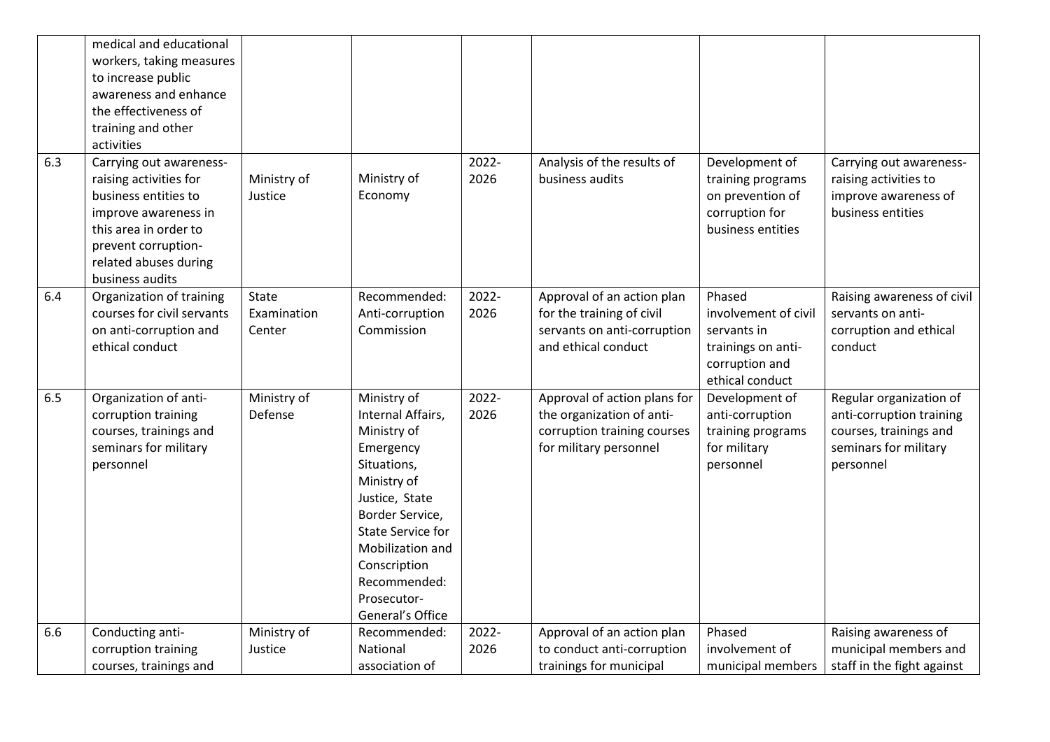| | | | | | | | |
|---|---|---|---|---|---|---|---|
| | medical and educational workers, taking measures to increase public awareness and enhance the effectiveness of training and other activities | | | | | | |
| 6.3 | Carrying out awareness-raising activities for business entities to improve awareness in this area in order to prevent corruption-related abuses during business audits | Ministry of Justice | Ministry of Economy | 2022-2026 | Analysis of the results of business audits | Development of training programs on prevention of corruption for business entities | Carrying out awareness-raising activities to improve awareness of business entities |
| 6.4 | Organization of training courses for civil servants on anti-corruption and ethical conduct | State Examination Center | Recommended: Anti-corruption Commission | 2022-2026 | Approval of an action plan for the training of civil servants on anti-corruption and ethical conduct | Phased involvement of civil servants in trainings on anti-corruption and ethical conduct | Raising awareness of civil servants on anti-corruption and ethical conduct |
| 6.5 | Organization of anti-corruption training courses, trainings and seminars for military personnel | Ministry of Defense | Ministry of Internal Affairs, Ministry of Emergency Situations, Ministry of Justice, State Border Service, State Service for Mobilization and Conscription Recommended: Prosecutor-General's Office | 2022-2026 | Approval of action plans for the organization of anti-corruption training courses for military personnel | Development of anti-corruption training programs for military personnel | Regular organization of anti-corruption training courses, trainings and seminars for military personnel |
| 6.6 | Conducting anti-corruption training courses, trainings and | Ministry of Justice | Recommended: National association of | 2022-2026 | Approval of an action plan to conduct anti-corruption trainings for municipal | Phased involvement of municipal members | Raising awareness of municipal members and staff in the fight against |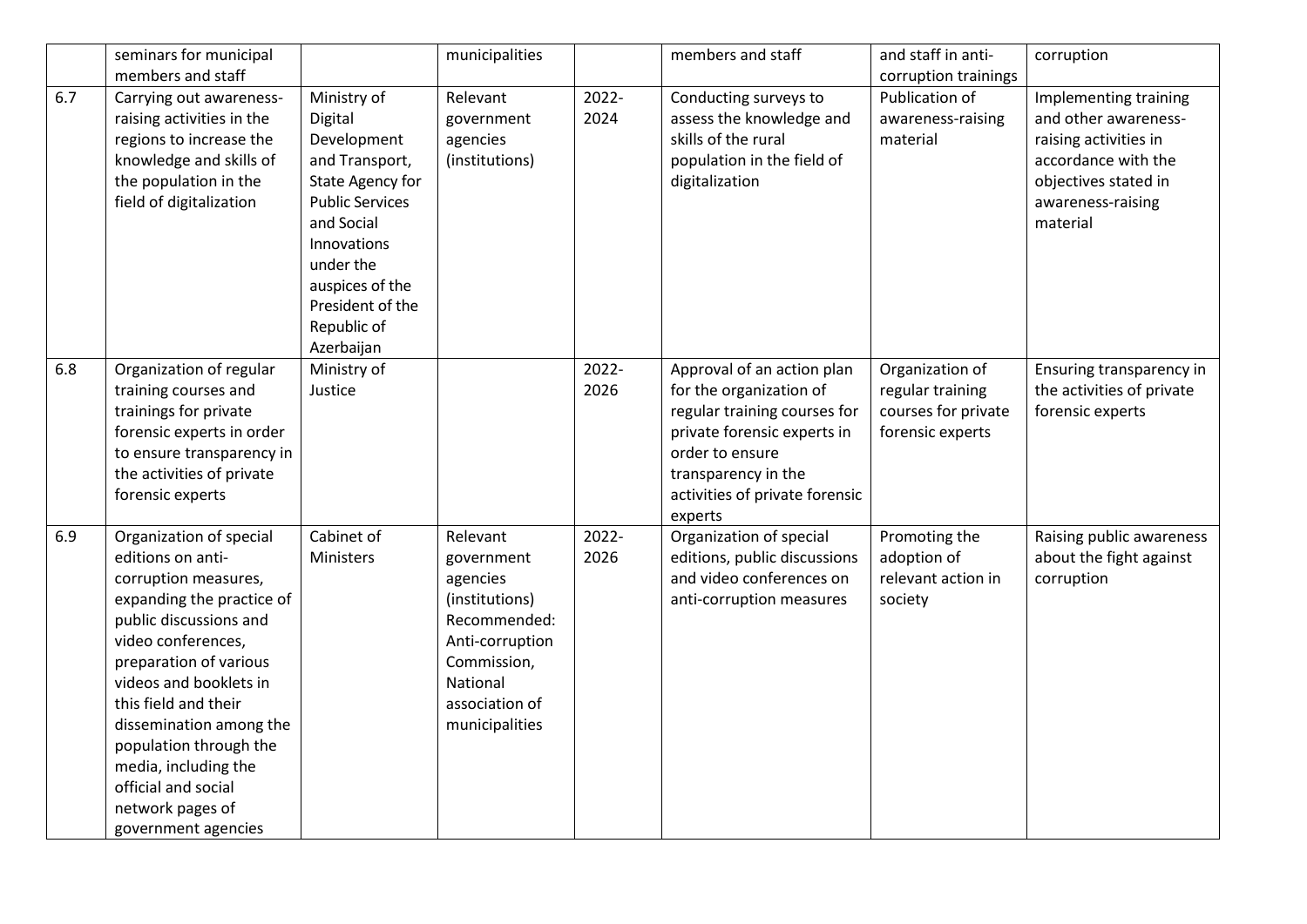|  | seminars for municipal members and staff |  | municipalities |  | members and staff | and staff in anti-corruption trainings | corruption |
|---|---|---|---|---|---|---|---|
| 6.7 | Carrying out awareness-raising activities in the regions to increase the knowledge and skills of the population in the field of digitalization | Ministry of Digital Development and Transport, State Agency for Public Services and Social Innovations under the auspices of the President of the Republic of Azerbaijan | Relevant government agencies (institutions) | 2022-2024 | Conducting surveys to assess the knowledge and skills of the rural population in the field of digitalization | Publication of awareness-raising material | Implementing training and other awareness-raising activities in accordance with the objectives stated in awareness-raising material |
| 6.8 | Organization of regular training courses and trainings for private forensic experts in order to ensure transparency in the activities of private forensic experts | Ministry of Justice |  | 2022-2026 | Approval of an action plan for the organization of regular training courses for private forensic experts in order to ensure transparency in the activities of private forensic experts | Organization of regular training courses for private forensic experts | Ensuring transparency in the activities of private forensic experts |
| 6.9 | Organization of special editions on anti-corruption measures, expanding the practice of public discussions and video conferences, preparation of various videos and booklets in this field and their dissemination among the population through the media, including the official and social network pages of government agencies | Cabinet of Ministers | Relevant government agencies (institutions) Recommended: Anti-corruption Commission, National association of municipalities | 2022-2026 | Organization of special editions, public discussions and video conferences on anti-corruption measures | Promoting the adoption of relevant action in society | Raising public awareness about the fight against corruption |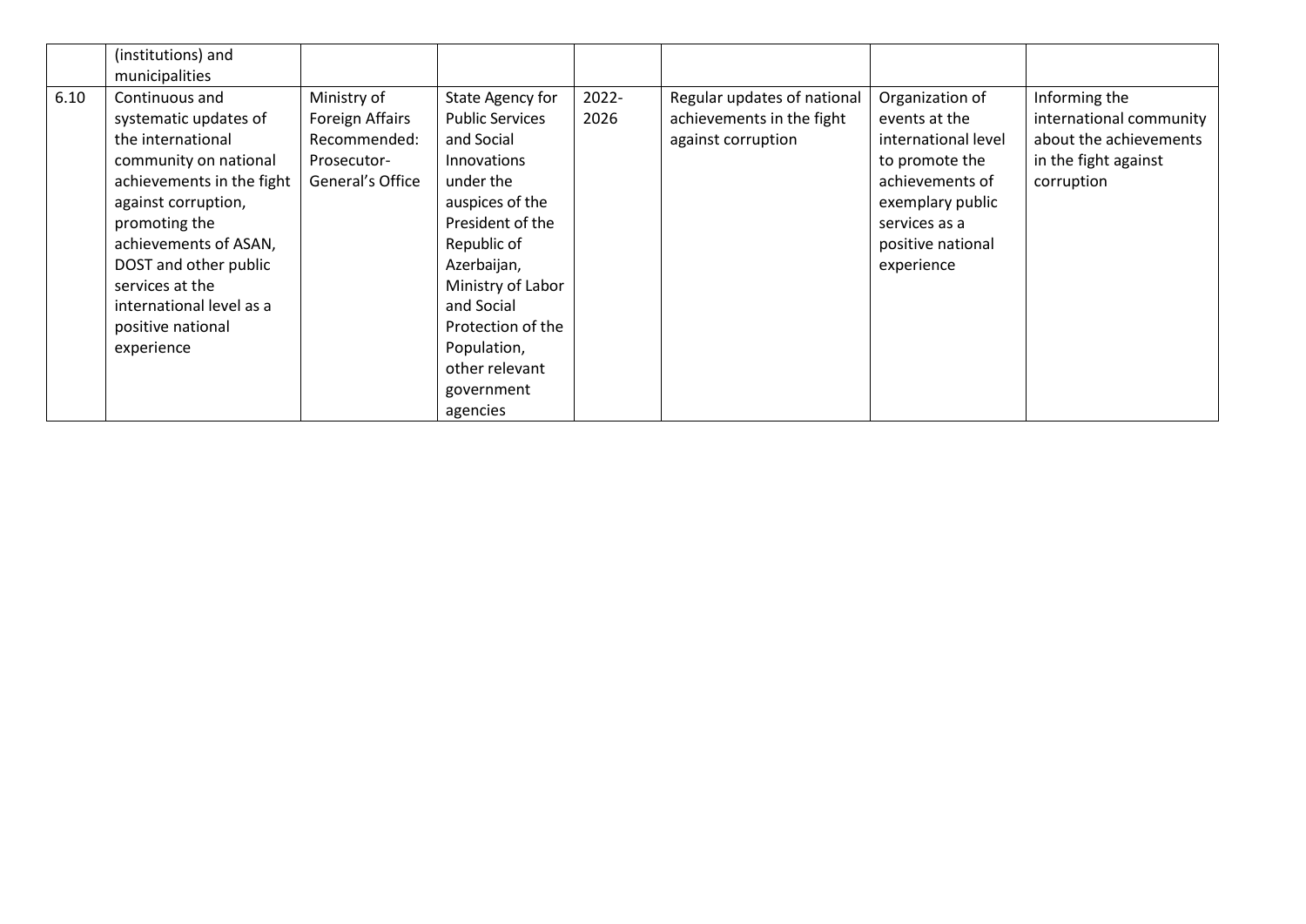| | | | | | | | |
|---|---|---|---|---|---|---|---|
| | (institutions) and municipalities | | | | | | |
| 6.10 | Continuous and systematic updates of the international community on national achievements in the fight against corruption, promoting the achievements of ASAN, DOST and other public services at the international level as a positive national experience | Ministry of Foreign Affairs Recommended: Prosecutor-General's Office | State Agency for Public Services and Social Innovations under the auspices of the President of the Republic of Azerbaijan, Ministry of Labor and Social Protection of the Population, other relevant government agencies | 2022-2026 | Regular updates of national achievements in the fight against corruption | Organization of events at the international level to promote the achievements of exemplary public services as a positive national experience | Informing the international community about the achievements in the fight against corruption |